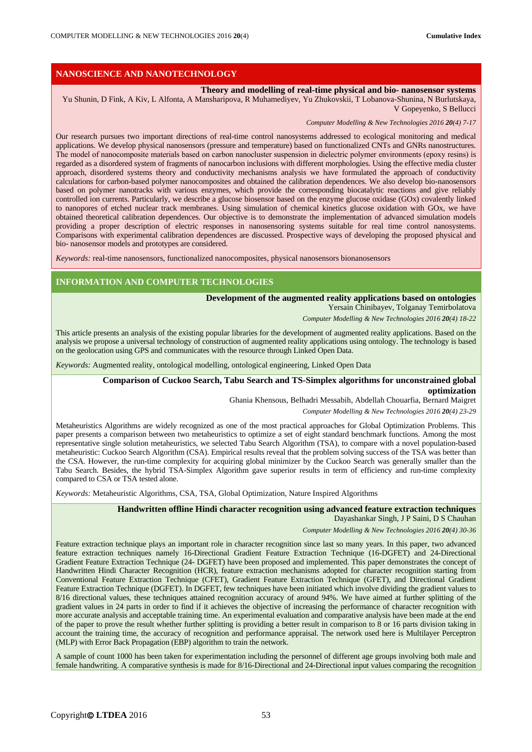## NANOSCIENCE AND NANOTECHNOLOGY

### Theory and modelling of real-time physical and bio- nanosensor systems

Yu Shunin, D Fink, A Kiv, L Alfonta, A Mansharipova, R Muhamediyev, Yu Zhukovskii, T Lobanova-Shunina, N Burlutskaya, V Gopeyenko, S Bellucci

*Computer Modelling & New Technologies 2016 **20**(4) 7-17*

Our research pursues two important directions of real-time control nanosystems addressed to ecological monitoring and medical applications. We develop physical nanosensors (pressure and temperature) based on functionalized CNTs and GNRs nanostructures. The model of nanocomposite materials based on carbon nanocluster suspension in dielectric polymer environments (epoxy resins) is regarded as a disordered system of fragments of nanocarbon inclusions with different morphologies. Using the effective media cluster approach, disordered systems theory and conductivity mechanisms analysis we have formulated the approach of conductivity calculations for carbon-based polymer nanocomposites and obtained the calibration dependences. We also develop bio-nanosensors based on polymer nanotracks with various enzymes, which provide the corresponding biocatalytic reactions and give reliably controlled ion currents. Particularly, we describe a glucose biosensor based on the enzyme glucose oxidase (GOx) covalently linked to nanopores of etched nuclear track membranes. Using simulation of chemical kinetics glucose oxidation with GOx, we have obtained theoretical calibration dependences. Our objective is to demonstrate the implementation of advanced simulation models providing a proper description of electric responses in nanosensoring systems suitable for real time control nanosystems. Comparisons with experimental calibration dependences are discussed. Prospective ways of developing the proposed physical and bio- nanosensor models and prototypes are considered.

*Keywords:* real-time nanosensors, functionalized nanocomposites, physical nanosensors bionanosensors

## INFORMATION AND COMPUTER TECHNOLOGIES

### Development of the augmented reality applications based on ontologies

Yersain Chinibayev, Tolganay Temirbolatova

*Computer Modelling & New Technologies 2016 **20**(4) 18-22*

This article presents an analysis of the existing popular libraries for the development of augmented reality applications. Based on the analysis we propose a universal technology of construction of augmented reality applications using ontology. The technology is based on the geolocation using GPS and communicates with the resource through Linked Open Data.

*Keywords:* Augmented reality, ontological modelling, ontological engineering, Linked Open Data

### Comparison of Cuckoo Search, Tabu Search and TS-Simplex algorithms for unconstrained global optimization

Ghania Khensous, Belhadri Messabih, Abdellah Chouarfia, Bernard Maigret

*Computer Modelling & New Technologies 2016 **20**(4) 23-29*

Metaheuristics Algorithms are widely recognized as one of the most practical approaches for Global Optimization Problems. This paper presents a comparison between two metaheuristics to optimize a set of eight standard benchmark functions. Among the most representative single solution metaheuristics, we selected Tabu Search Algorithm (TSA), to compare with a novel population-based metaheuristic: Cuckoo Search Algorithm (CSA). Empirical results reveal that the problem solving success of the TSA was better than the CSA. However, the run-time complexity for acquiring global minimizer by the Cuckoo Search was generally smaller than the Tabu Search. Besides, the hybrid TSA-Simplex Algorithm gave superior results in term of efficiency and run-time complexity compared to CSA or TSA tested alone.

*Keywords:* Metaheuristic Algorithms, CSA, TSA, Global Optimization, Nature Inspired Algorithms

### Handwritten offline Hindi character recognition using advanced feature extraction techniques

Dayashankar Singh, J P Saini, D S Chauhan

*Computer Modelling & New Technologies 2016 **20**(4) 30-36*

Feature extraction technique plays an important role in character recognition since last so many years. In this paper, two advanced feature extraction techniques namely 16-Directional Gradient Feature Extraction Technique (16-DGFET) and 24-Directional Gradient Feature Extraction Technique (24- DGFET) have been proposed and implemented. This paper demonstrates the concept of Handwritten Hindi Character Recognition (HCR), feature extraction mechanisms adopted for character recognition starting from Conventional Feature Extraction Technique (CFET), Gradient Feature Extraction Technique (GFET), and Directional Gradient Feature Extraction Technique (DGFET). In DGFET, few techniques have been initiated which involve dividing the gradient values to 8/16 directional values, these techniques attained recognition accuracy of around 94%. We have aimed at further splitting of the gradient values in 24 parts in order to find if it achieves the objective of increasing the performance of character recognition with more accurate analysis and acceptable training time. An experimental evaluation and comparative analysis have been made at the end of the paper to prove the result whether further splitting is providing a better result in comparison to 8 or 16 parts division taking in account the training time, the accuracy of recognition and performance appraisal. The network used here is Multilayer Perceptron (MLP) with Error Back Propagation (EBP) algorithm to train the network.

A sample of count 1000 has been taken for experimentation including the personnel of different age groups involving both male and female handwriting. A comparative synthesis is made for 8/16-Directional and 24-Directional input values comparing the recognition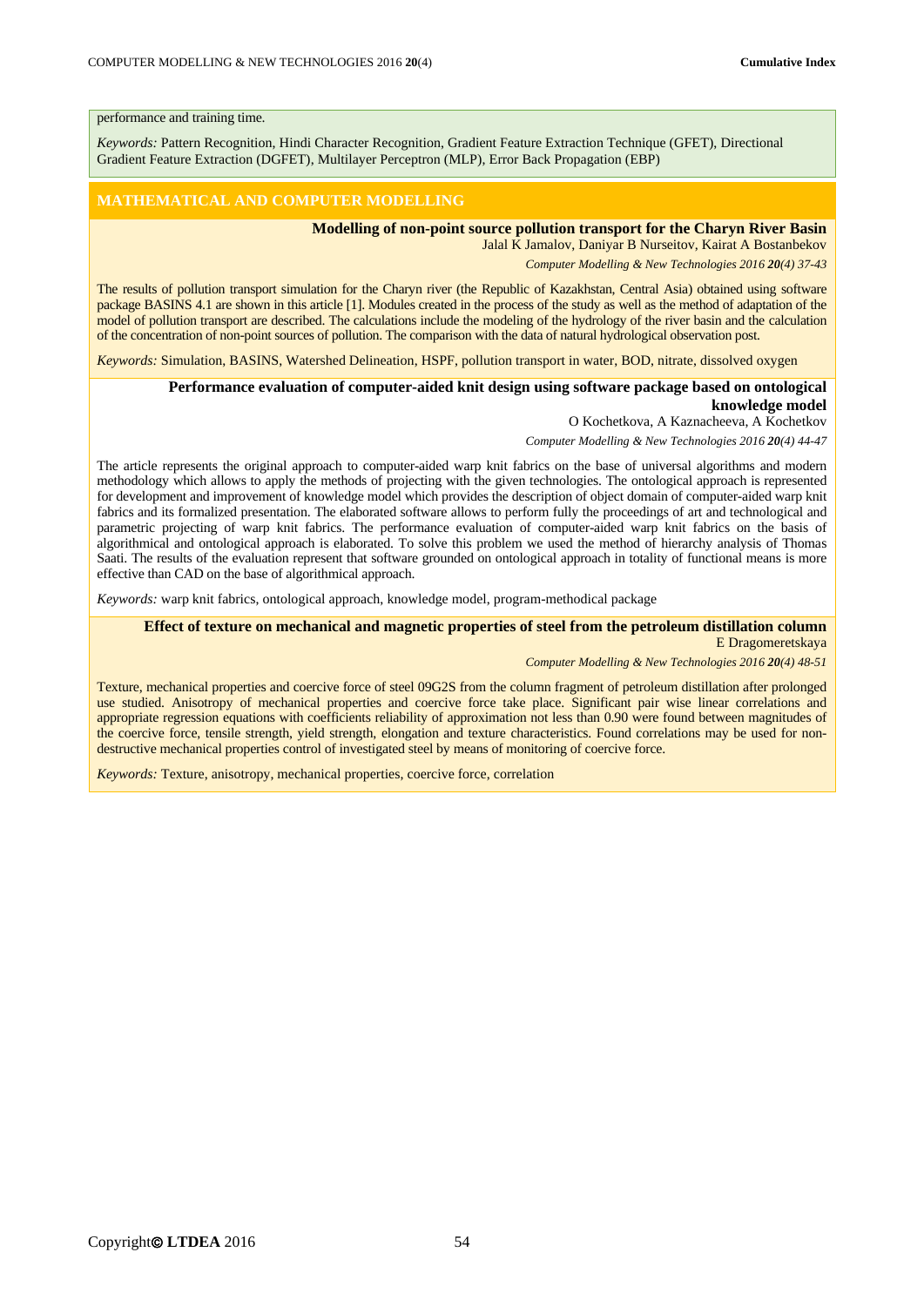performance and training time.

*Keywords:* Pattern Recognition, Hindi Character Recognition, Gradient Feature Extraction Technique (GFET), Directional Gradient Feature Extraction (DGFET), Multilayer Perceptron (MLP), Error Back Propagation (EBP)

## MATHEMATICAL AND COMPUTER MODELLING

### Modelling of non-point source pollution transport for the Charyn River Basin

Jalal K Jamalov, Daniyar B Nurseitov, Kairat A Bostanbekov

*Computer Modelling & New Technologies 2016* ***20****(4) 37-43*

The results of pollution transport simulation for the Charyn river (the Republic of Kazakhstan, Central Asia) obtained using software package BASINS 4.1 are shown in this article [1]. Modules created in the process of the study as well as the method of adaptation of the model of pollution transport are described. The calculations include the modeling of the hydrology of the river basin and the calculation of the concentration of non-point sources of pollution. The comparison with the data of natural hydrological observation post.

*Keywords:* Simulation, BASINS, Watershed Delineation, HSPF, pollution transport in water, BOD, nitrate, dissolved oxygen

### Performance evaluation of computer-aided knit design using software package based on ontological knowledge model

O Kochetkova, A Kaznacheeva, A Kochetkov

*Computer Modelling & New Technologies 2016* ***20****(4) 44-47*

The article represents the original approach to computer-aided warp knit fabrics on the base of universal algorithms and modern methodology which allows to apply the methods of projecting with the given technologies. The ontological approach is represented for development and improvement of knowledge model which provides the description of object domain of computer-aided warp knit fabrics and its formalized presentation. The elaborated software allows to perform fully the proceedings of art and technological and parametric projecting of warp knit fabrics. The performance evaluation of computer-aided warp knit fabrics on the basis of algorithmical and ontological approach is elaborated. To solve this problem we used the method of hierarchy analysis of Thomas Saati. The results of the evaluation represent that software grounded on ontological approach in totality of functional means is more effective than CAD on the base of algorithmical approach.

*Keywords:* warp knit fabrics, ontological approach, knowledge model, program-methodical package

### Effect of texture on mechanical and magnetic properties of steel from the petroleum distillation column

E Dragomeretskaya

*Computer Modelling & New Technologies 2016* ***20****(4) 48-51*

Texture, mechanical properties and coercive force of steel 09G2S from the column fragment of petroleum distillation after prolonged use studied. Anisotropy of mechanical properties and coercive force take place. Significant pair wise linear correlations and appropriate regression equations with coefficients reliability of approximation not less than 0.90 were found between magnitudes of the coercive force, tensile strength, yield strength, elongation and texture characteristics. Found correlations may be used for non-destructive mechanical properties control of investigated steel by means of monitoring of coercive force.

*Keywords:* Texture, anisotropy, mechanical properties, coercive force, correlation